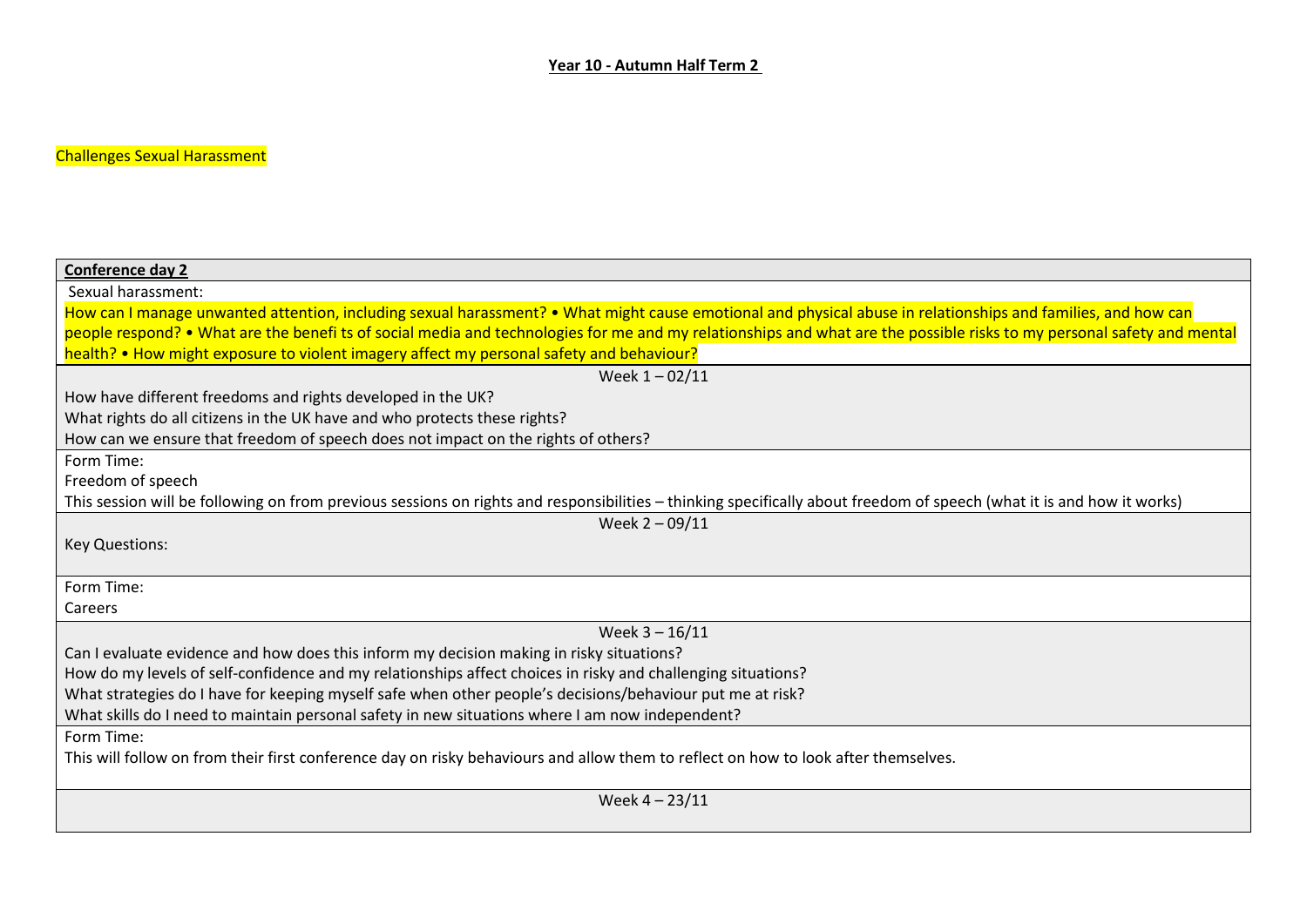**Year 10 - Autumn Half Term 2**

Challenges Sexual Harassment

| **Conference day 2** |
|---|
| Sexual harassment:<br>How can I manage unwanted attention, including sexual harassment? • What might cause emotional and physical abuse in relationships and families, and how can people respond? • What are the benefi ts of social media and technologies for me and my relationships and what are the possible risks to my personal safety and mental health? • How might exposure to violent imagery affect my personal safety and behaviour? |
| Week 1 – 02/11 |
| How have different freedoms and rights developed in the UK?<br>What rights do all citizens in the UK have and who protects these rights?<br>How can we ensure that freedom of speech does not impact on the rights of others? |
| Form Time:<br>Freedom of speech<br>This session will be following on from previous sessions on rights and responsibilities – thinking specifically about freedom of speech (what it is and how it works) |
| Week 2 – 09/11 |
| Key Questions: |
| Form Time:<br>Careers |
| Week 3 – 16/11 |
| Can I evaluate evidence and how does this inform my decision making in risky situations?<br>How do my levels of self-confidence and my relationships affect choices in risky and challenging situations?<br>What strategies do I have for keeping myself safe when other people's decisions/behaviour put me at risk?<br>What skills do I need to maintain personal safety in new situations where I am now independent? |
| Form Time:<br>This will follow on from their first conference day on risky behaviours and allow them to reflect on how to look after themselves. |
| Week 4 – 23/11 |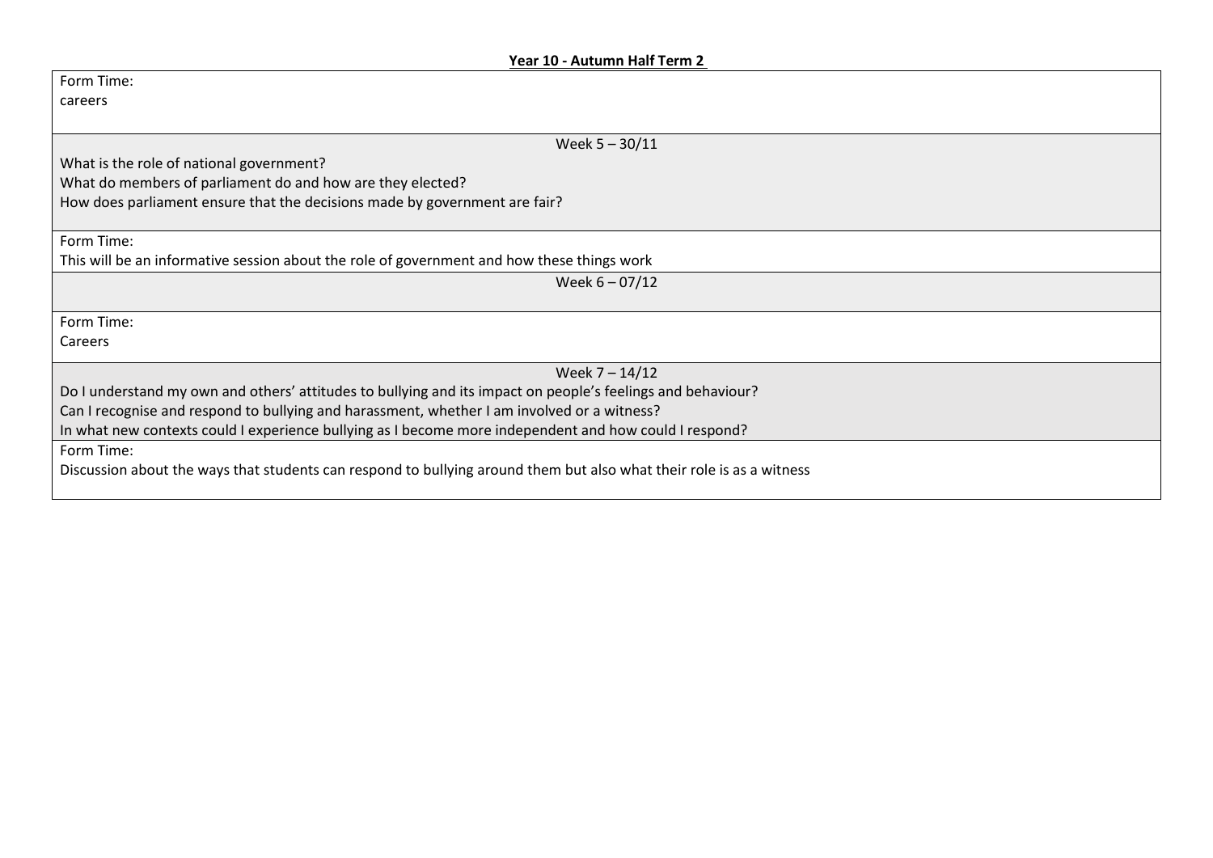**Year 10 - Autumn Half Term 2**

| |
|---|
| Form Time:<br>careers |
| Week 5 – 30/11 |
| What is the role of national government?<br>What do members of parliament do and how are they elected?<br>How does parliament ensure that the decisions made by government are fair? |
| Form Time:<br>This will be an informative session about the role of government and how these things work |
| Week 6 – 07/12 |
| Form Time:<br>Careers |
| Week 7 – 14/12 |
| Do I understand my own and others' attitudes to bullying and its impact on people's feelings and behaviour?<br>Can I recognise and respond to bullying and harassment, whether I am involved or a witness?<br>In what new contexts could I experience bullying as I become more independent and how could I respond? |
| Form Time:<br>Discussion about the ways that students can respond to bullying around them but also what their role is as a witness |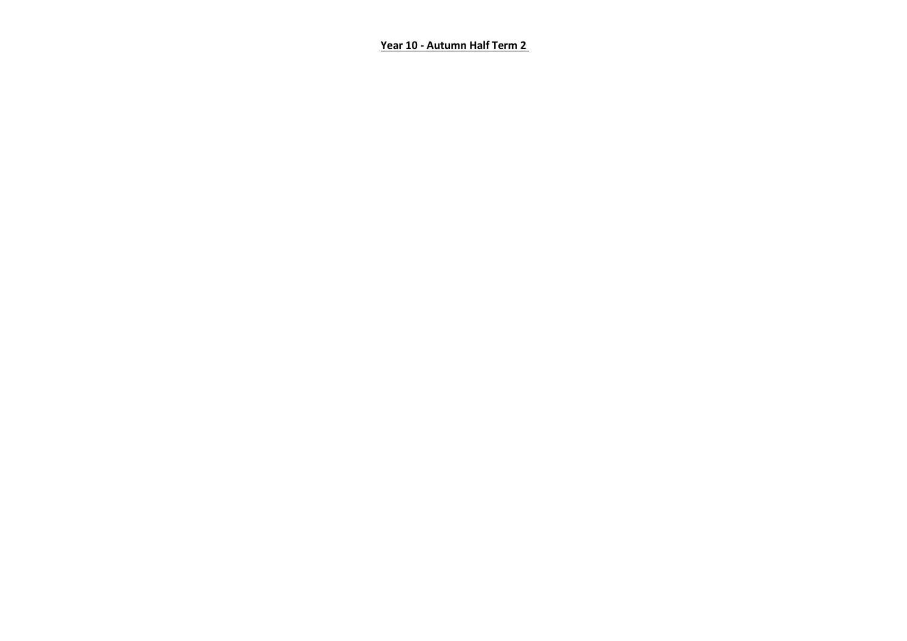**Year 10 - Autumn Half Term 2**